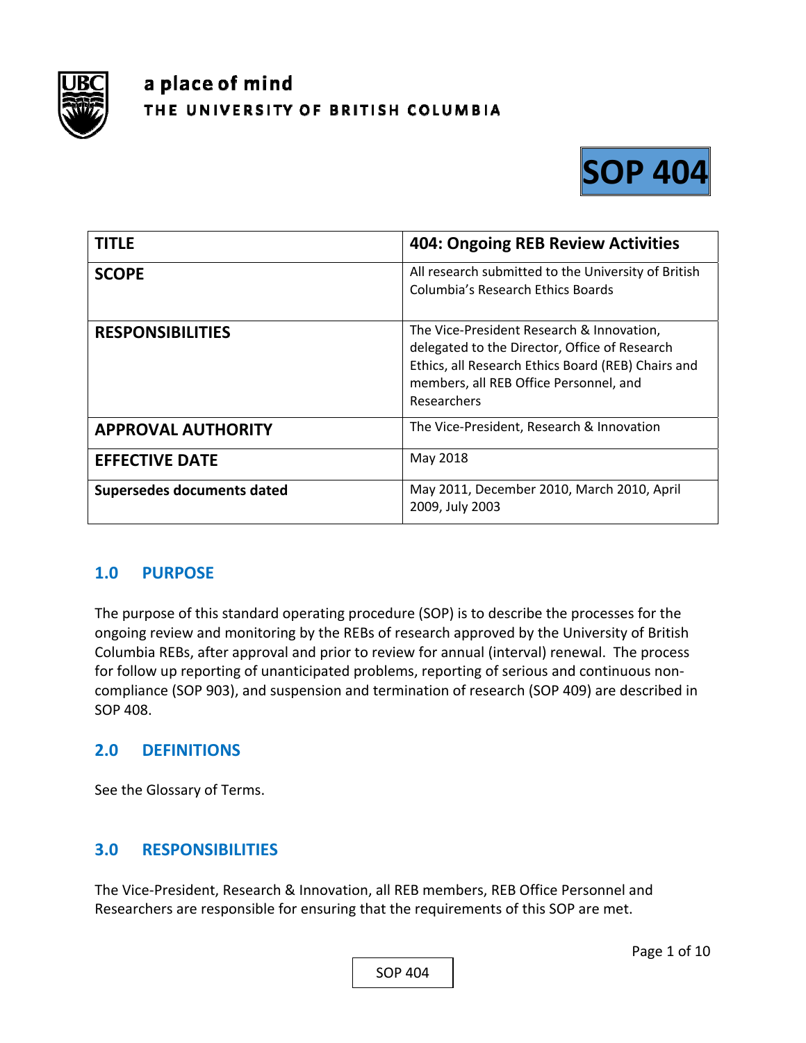a place of mind
THE UNIVERSITY OF BRITISH COLUMBIA

# SOP 404

| TITLE | 404: Ongoing REB Review Activities |
|---|---|
| SCOPE | All research submitted to the University of British Columbia's Research Ethics Boards |
| RESPONSIBILITIES | The Vice-President Research & Innovation, delegated to the Director, Office of Research Ethics, all Research Ethics Board (REB) Chairs and members, all REB Office Personnel, and Researchers |
| APPROVAL AUTHORITY | The Vice-President, Research & Innovation |
| EFFECTIVE DATE | May 2018 |
| Supersedes documents dated | May 2011, December 2010, March 2010, April 2009, July 2003 |

## 1.0 PURPOSE

The purpose of this standard operating procedure (SOP) is to describe the processes for the ongoing review and monitoring by the REBs of research approved by the University of British Columbia REBs, after approval and prior to review for annual (interval) renewal. The process for follow up reporting of unanticipated problems, reporting of serious and continuous non-compliance (SOP 903), and suspension and termination of research (SOP 409) are described in SOP 408.

## 2.0 DEFINITIONS

See the Glossary of Terms.

## 3.0 RESPONSIBILITIES

The Vice-President, Research & Innovation, all REB members, REB Office Personnel and Researchers are responsible for ensuring that the requirements of this SOP are met.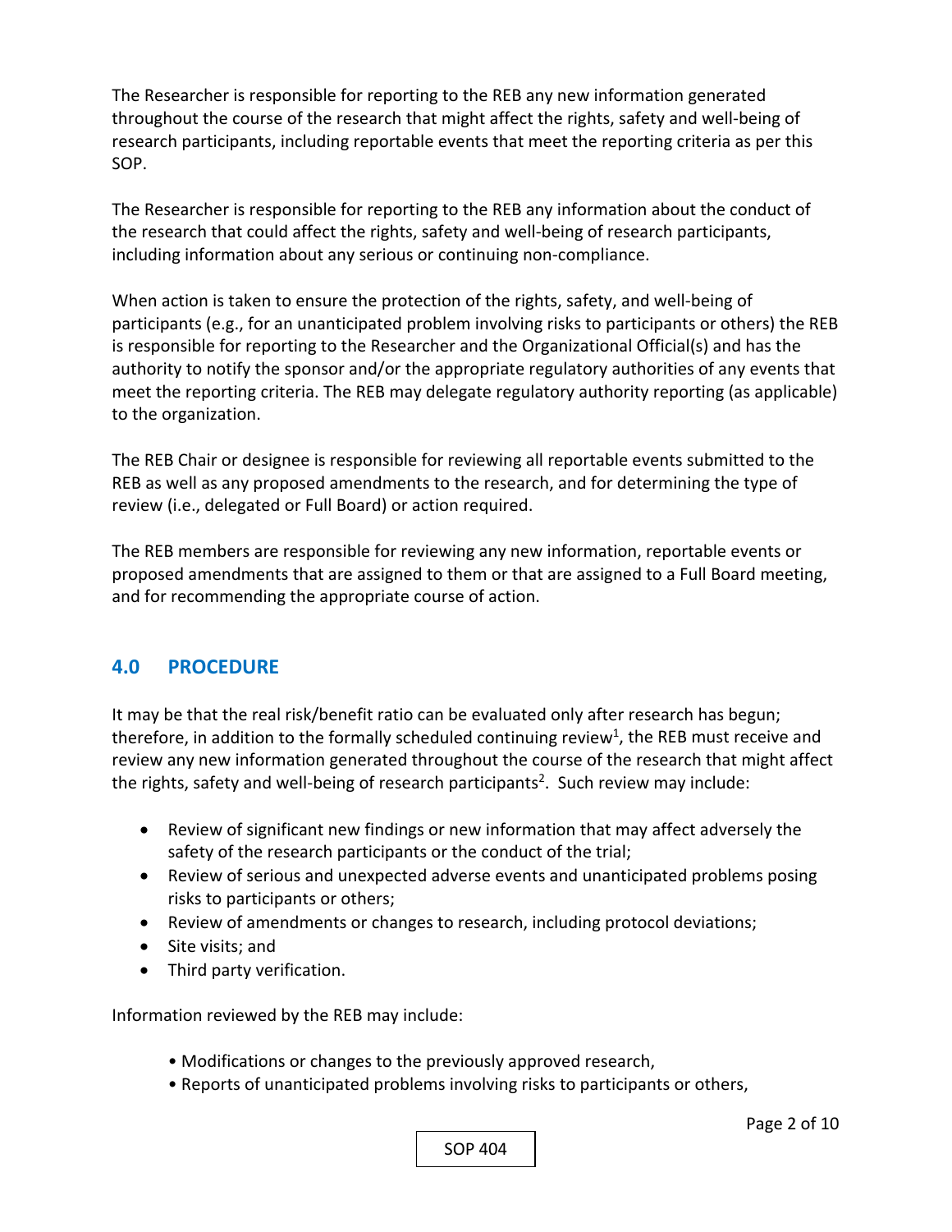The Researcher is responsible for reporting to the REB any new information generated throughout the course of the research that might affect the rights, safety and well-being of research participants, including reportable events that meet the reporting criteria as per this SOP.

The Researcher is responsible for reporting to the REB any information about the conduct of the research that could affect the rights, safety and well-being of research participants, including information about any serious or continuing non-compliance.

When action is taken to ensure the protection of the rights, safety, and well-being of participants (e.g., for an unanticipated problem involving risks to participants or others) the REB is responsible for reporting to the Researcher and the Organizational Official(s) and has the authority to notify the sponsor and/or the appropriate regulatory authorities of any events that meet the reporting criteria. The REB may delegate regulatory authority reporting (as applicable) to the organization.

The REB Chair or designee is responsible for reviewing all reportable events submitted to the REB as well as any proposed amendments to the research, and for determining the type of review (i.e., delegated or Full Board) or action required.

The REB members are responsible for reviewing any new information, reportable events or proposed amendments that are assigned to them or that are assigned to a Full Board meeting, and for recommending the appropriate course of action.

## 4.0 PROCEDURE

It may be that the real risk/benefit ratio can be evaluated only after research has begun; therefore, in addition to the formally scheduled continuing review[1], the REB must receive and review any new information generated throughout the course of the research that might affect the rights, safety and well-being of research participants[2]. Such review may include:

- Review of significant new findings or new information that may affect adversely the safety of the research participants or the conduct of the trial;
- Review of serious and unexpected adverse events and unanticipated problems posing risks to participants or others;
- Review of amendments or changes to research, including protocol deviations;
- Site visits; and
- Third party verification.

Information reviewed by the REB may include:

- Modifications or changes to the previously approved research,
- Reports of unanticipated problems involving risks to participants or others,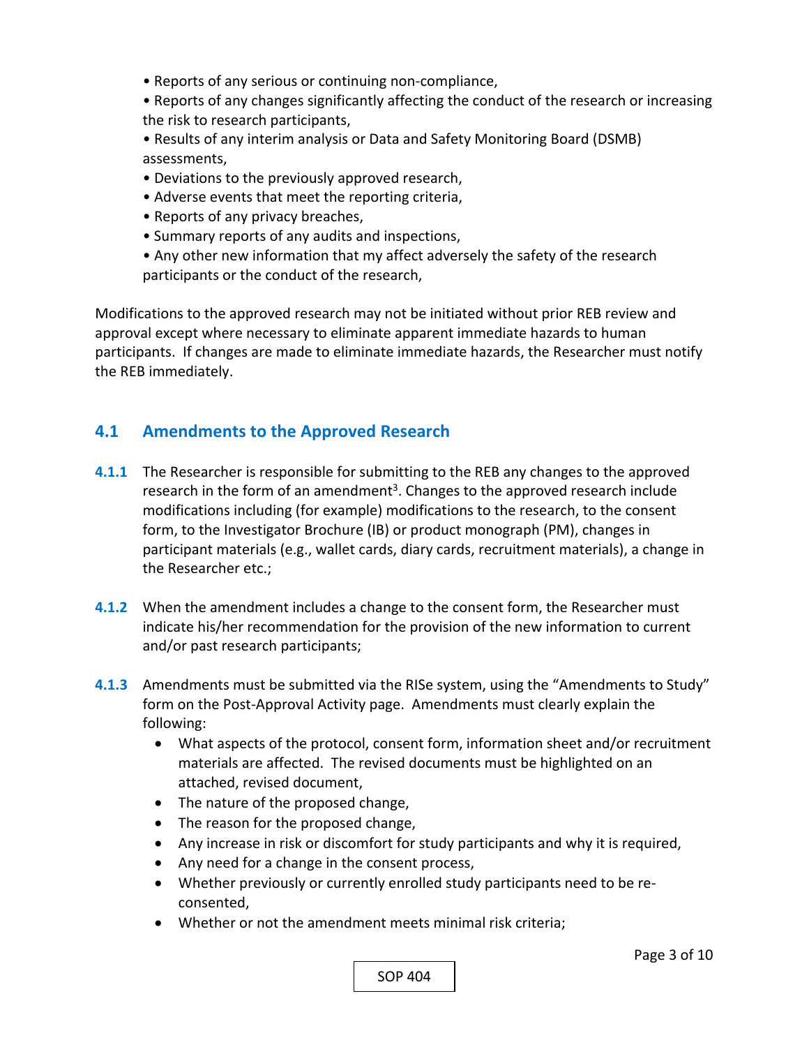- Reports of any serious or continuing non-compliance,
- Reports of any changes significantly affecting the conduct of the research or increasing the risk to research participants,
- Results of any interim analysis or Data and Safety Monitoring Board (DSMB) assessments,
- Deviations to the previously approved research,
- Adverse events that meet the reporting criteria,
- Reports of any privacy breaches,
- Summary reports of any audits and inspections,
- Any other new information that my affect adversely the safety of the research participants or the conduct of the research,

Modifications to the approved research may not be initiated without prior REB review and approval except where necessary to eliminate apparent immediate hazards to human participants. If changes are made to eliminate immediate hazards, the Researcher must notify the REB immediately.

## 4.1 Amendments to the Approved Research

**4.1.1** The Researcher is responsible for submitting to the REB any changes to the approved research in the form of an amendment[3]. Changes to the approved research include modifications including (for example) modifications to the research, to the consent form, to the Investigator Brochure (IB) or product monograph (PM), changes in participant materials (e.g., wallet cards, diary cards, recruitment materials), a change in the Researcher etc.;

**4.1.2** When the amendment includes a change to the consent form, the Researcher must indicate his/her recommendation for the provision of the new information to current and/or past research participants;

**4.1.3** Amendments must be submitted via the RISe system, using the "Amendments to Study" form on the Post-Approval Activity page. Amendments must clearly explain the following:

- What aspects of the protocol, consent form, information sheet and/or recruitment materials are affected. The revised documents must be highlighted on an attached, revised document,
- The nature of the proposed change,
- The reason for the proposed change,
- Any increase in risk or discomfort for study participants and why it is required,
- Any need for a change in the consent process,
- Whether previously or currently enrolled study participants need to be re-consented,
- Whether or not the amendment meets minimal risk criteria;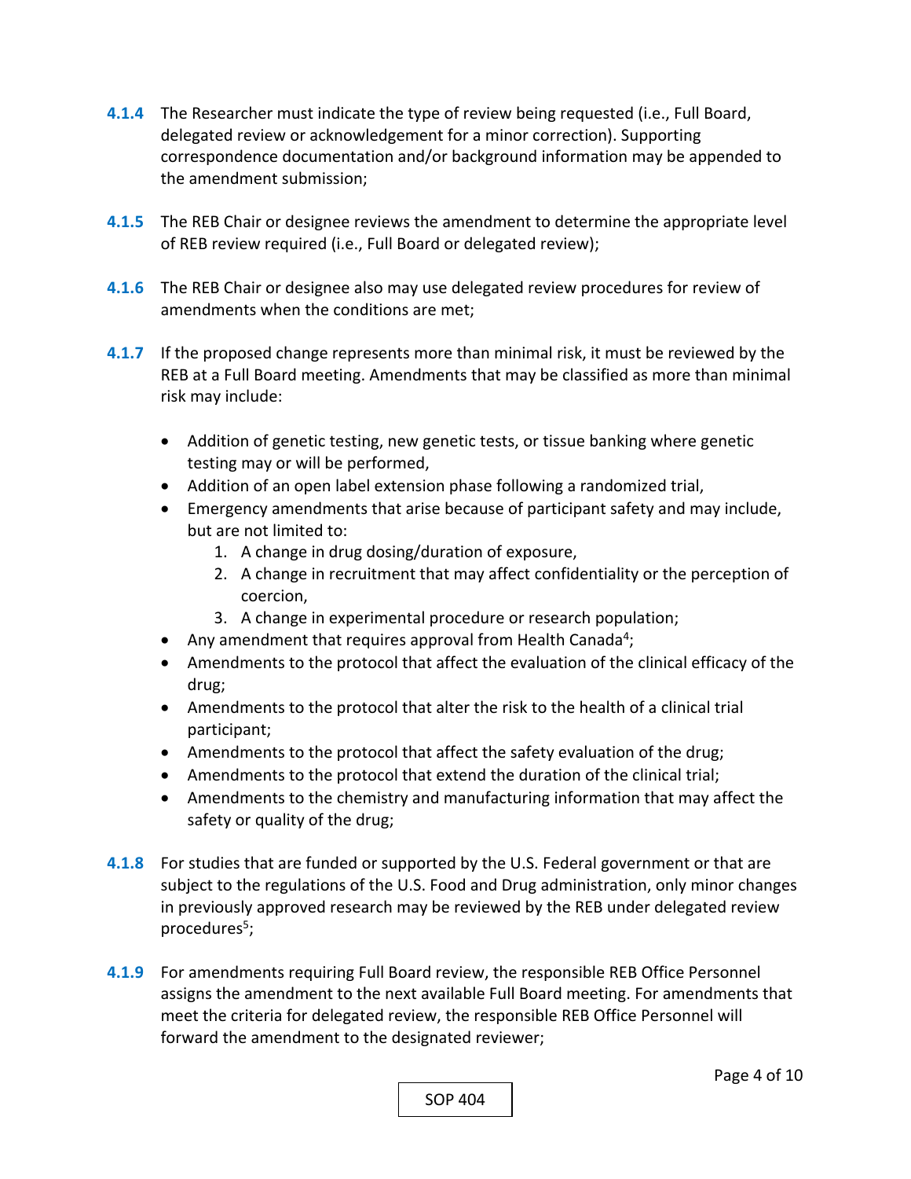**4.1.4** The Researcher must indicate the type of review being requested (i.e., Full Board, delegated review or acknowledgement for a minor correction). Supporting correspondence documentation and/or background information may be appended to the amendment submission;

**4.1.5** The REB Chair or designee reviews the amendment to determine the appropriate level of REB review required (i.e., Full Board or delegated review);

**4.1.6** The REB Chair or designee also may use delegated review procedures for review of amendments when the conditions are met;

**4.1.7** If the proposed change represents more than minimal risk, it must be reviewed by the REB at a Full Board meeting. Amendments that may be classified as more than minimal risk may include:

- Addition of genetic testing, new genetic tests, or tissue banking where genetic testing may or will be performed,
- Addition of an open label extension phase following a randomized trial,
- Emergency amendments that arise because of participant safety and may include, but are not limited to:
    1. A change in drug dosing/duration of exposure,
    2. A change in recruitment that may affect confidentiality or the perception of coercion,
    3. A change in experimental procedure or research population;
- Any amendment that requires approval from Health Canada[4];
- Amendments to the protocol that affect the evaluation of the clinical efficacy of the drug;
- Amendments to the protocol that alter the risk to the health of a clinical trial participant;
- Amendments to the protocol that affect the safety evaluation of the drug;
- Amendments to the protocol that extend the duration of the clinical trial;
- Amendments to the chemistry and manufacturing information that may affect the safety or quality of the drug;

**4.1.8** For studies that are funded or supported by the U.S. Federal government or that are subject to the regulations of the U.S. Food and Drug administration, only minor changes in previously approved research may be reviewed by the REB under delegated review procedures[5];

**4.1.9** For amendments requiring Full Board review, the responsible REB Office Personnel assigns the amendment to the next available Full Board meeting. For amendments that meet the criteria for delegated review, the responsible REB Office Personnel will forward the amendment to the designated reviewer;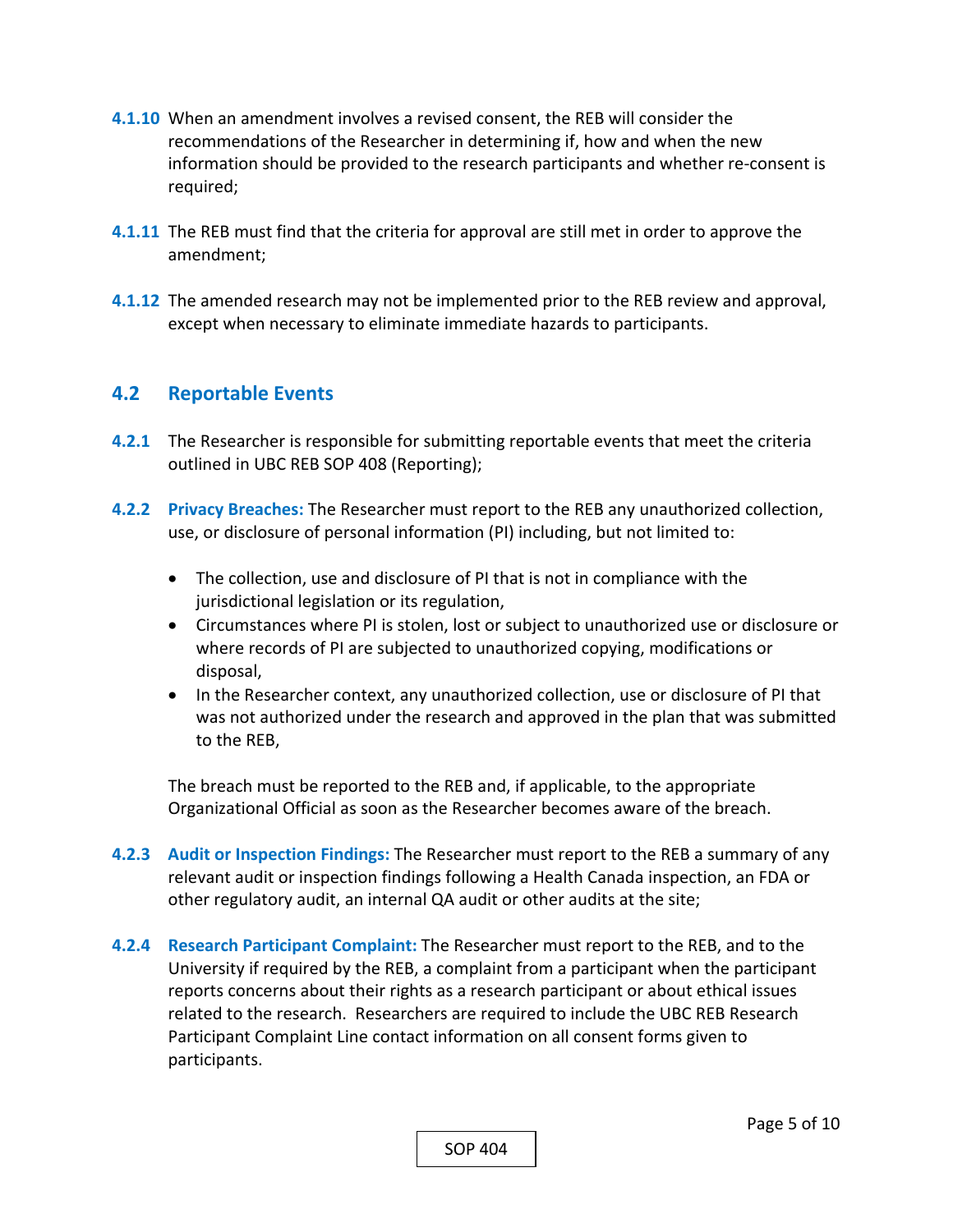**4.1.10** When an amendment involves a revised consent, the REB will consider the recommendations of the Researcher in determining if, how and when the new information should be provided to the research participants and whether re-consent is required;

**4.1.11** The REB must find that the criteria for approval are still met in order to approve the amendment;

**4.1.12** The amended research may not be implemented prior to the REB review and approval, except when necessary to eliminate immediate hazards to participants.

## 4.2 Reportable Events

**4.2.1** The Researcher is responsible for submitting reportable events that meet the criteria outlined in UBC REB SOP 408 (Reporting);

**4.2.2** **Privacy Breaches:** The Researcher must report to the REB any unauthorized collection, use, or disclosure of personal information (PI) including, but not limited to:

- The collection, use and disclosure of PI that is not in compliance with the jurisdictional legislation or its regulation,
- Circumstances where PI is stolen, lost or subject to unauthorized use or disclosure or where records of PI are subjected to unauthorized copying, modifications or disposal,
- In the Researcher context, any unauthorized collection, use or disclosure of PI that was not authorized under the research and approved in the plan that was submitted to the REB,

The breach must be reported to the REB and, if applicable, to the appropriate Organizational Official as soon as the Researcher becomes aware of the breach.

**4.2.3** **Audit or Inspection Findings:** The Researcher must report to the REB a summary of any relevant audit or inspection findings following a Health Canada inspection, an FDA or other regulatory audit, an internal QA audit or other audits at the site;

**4.2.4** **Research Participant Complaint:** The Researcher must report to the REB, and to the University if required by the REB, a complaint from a participant when the participant reports concerns about their rights as a research participant or about ethical issues related to the research. Researchers are required to include the UBC REB Research Participant Complaint Line contact information on all consent forms given to participants.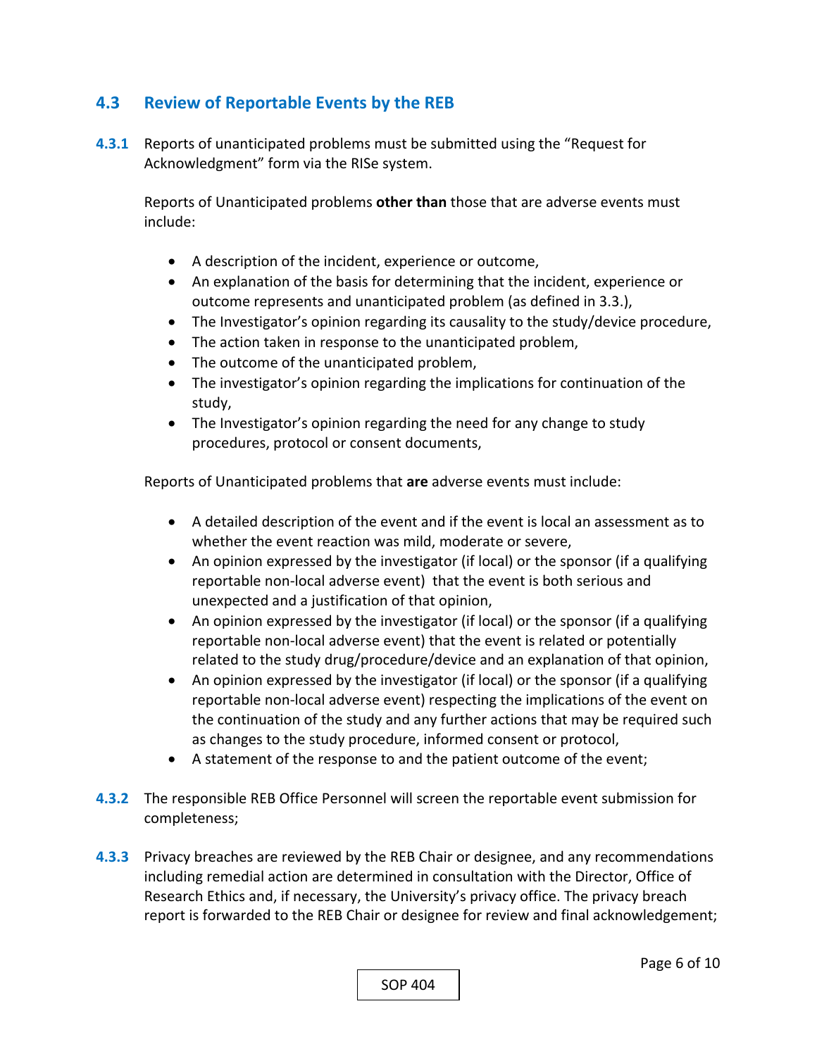## 4.3 Review of Reportable Events by the REB

**4.3.1** Reports of unanticipated problems must be submitted using the “Request for Acknowledgment” form via the RISe system.

Reports of Unanticipated problems **other than** those that are adverse events must include:

- A description of the incident, experience or outcome,
- An explanation of the basis for determining that the incident, experience or outcome represents and unanticipated problem (as defined in 3.3.),
- The Investigator’s opinion regarding its causality to the study/device procedure,
- The action taken in response to the unanticipated problem,
- The outcome of the unanticipated problem,
- The investigator’s opinion regarding the implications for continuation of the study,
- The Investigator’s opinion regarding the need for any change to study procedures, protocol or consent documents,

Reports of Unanticipated problems that **are** adverse events must include:

- A detailed description of the event and if the event is local an assessment as to whether the event reaction was mild, moderate or severe,
- An opinion expressed by the investigator (if local) or the sponsor (if a qualifying reportable non-local adverse event) that the event is both serious and unexpected and a justification of that opinion,
- An opinion expressed by the investigator (if local) or the sponsor (if a qualifying reportable non-local adverse event) that the event is related or potentially related to the study drug/procedure/device and an explanation of that opinion,
- An opinion expressed by the investigator (if local) or the sponsor (if a qualifying reportable non-local adverse event) respecting the implications of the event on the continuation of the study and any further actions that may be required such as changes to the study procedure, informed consent or protocol,
- A statement of the response to and the patient outcome of the event;

**4.3.2** The responsible REB Office Personnel will screen the reportable event submission for completeness;

**4.3.3** Privacy breaches are reviewed by the REB Chair or designee, and any recommendations including remedial action are determined in consultation with the Director, Office of Research Ethics and, if necessary, the University’s privacy office. The privacy breach report is forwarded to the REB Chair or designee for review and final acknowledgement;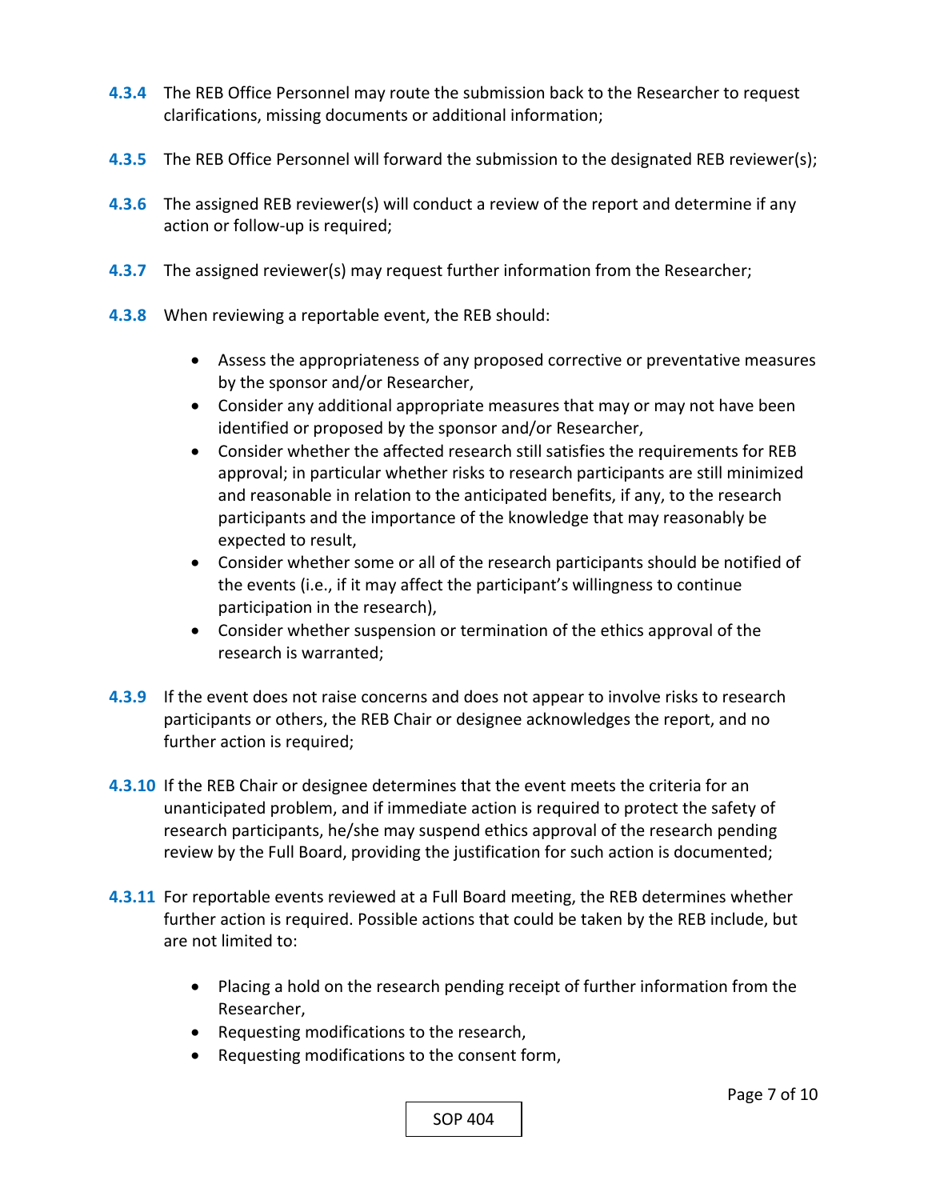**4.3.4** The REB Office Personnel may route the submission back to the Researcher to request clarifications, missing documents or additional information;

**4.3.5** The REB Office Personnel will forward the submission to the designated REB reviewer(s);

**4.3.6** The assigned REB reviewer(s) will conduct a review of the report and determine if any action or follow-up is required;

**4.3.7** The assigned reviewer(s) may request further information from the Researcher;

**4.3.8** When reviewing a reportable event, the REB should:

- Assess the appropriateness of any proposed corrective or preventative measures by the sponsor and/or Researcher,
- Consider any additional appropriate measures that may or may not have been identified or proposed by the sponsor and/or Researcher,
- Consider whether the affected research still satisfies the requirements for REB approval; in particular whether risks to research participants are still minimized and reasonable in relation to the anticipated benefits, if any, to the research participants and the importance of the knowledge that may reasonably be expected to result,
- Consider whether some or all of the research participants should be notified of the events (i.e., if it may affect the participant's willingness to continue participation in the research),
- Consider whether suspension or termination of the ethics approval of the research is warranted;

**4.3.9** If the event does not raise concerns and does not appear to involve risks to research participants or others, the REB Chair or designee acknowledges the report, and no further action is required;

**4.3.10** If the REB Chair or designee determines that the event meets the criteria for an unanticipated problem, and if immediate action is required to protect the safety of research participants, he/she may suspend ethics approval of the research pending review by the Full Board, providing the justification for such action is documented;

**4.3.11** For reportable events reviewed at a Full Board meeting, the REB determines whether further action is required. Possible actions that could be taken by the REB include, but are not limited to:

- Placing a hold on the research pending receipt of further information from the Researcher,
- Requesting modifications to the research,
- Requesting modifications to the consent form,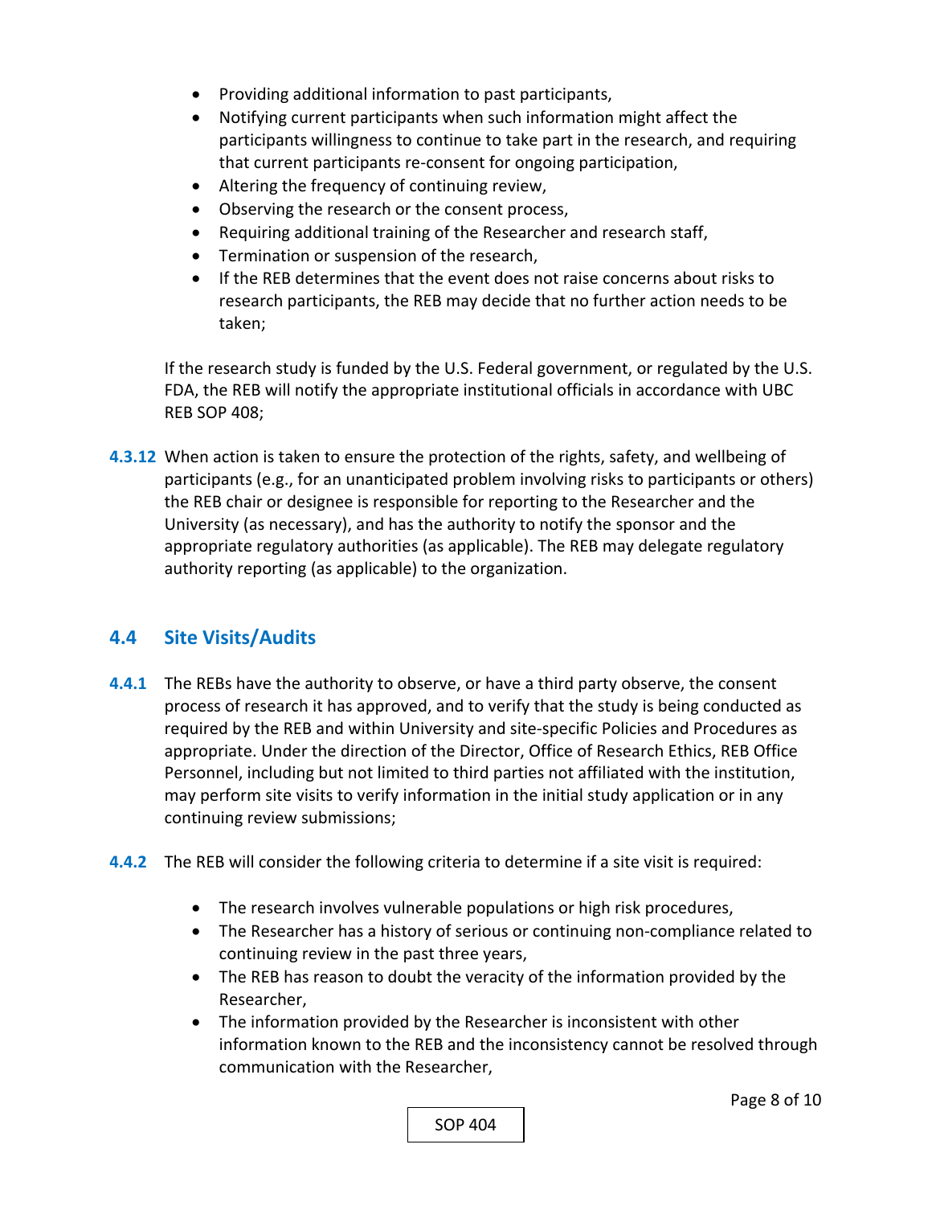- Providing additional information to past participants,
- Notifying current participants when such information might affect the participants willingness to continue to take part in the research, and requiring that current participants re-consent for ongoing participation,
- Altering the frequency of continuing review,
- Observing the research or the consent process,
- Requiring additional training of the Researcher and research staff,
- Termination or suspension of the research,
- If the REB determines that the event does not raise concerns about risks to research participants, the REB may decide that no further action needs to be taken;

If the research study is funded by the U.S. Federal government, or regulated by the U.S. FDA, the REB will notify the appropriate institutional officials in accordance with UBC REB SOP 408;

**4.3.12** When action is taken to ensure the protection of the rights, safety, and wellbeing of participants (e.g., for an unanticipated problem involving risks to participants or others) the REB chair or designee is responsible for reporting to the Researcher and the University (as necessary), and has the authority to notify the sponsor and the appropriate regulatory authorities (as applicable). The REB may delegate regulatory authority reporting (as applicable) to the organization.

## 4.4 Site Visits/Audits

**4.4.1** The REBs have the authority to observe, or have a third party observe, the consent process of research it has approved, and to verify that the study is being conducted as required by the REB and within University and site-specific Policies and Procedures as appropriate. Under the direction of the Director, Office of Research Ethics, REB Office Personnel, including but not limited to third parties not affiliated with the institution, may perform site visits to verify information in the initial study application or in any continuing review submissions;

**4.4.2** The REB will consider the following criteria to determine if a site visit is required:

- The research involves vulnerable populations or high risk procedures,
- The Researcher has a history of serious or continuing non-compliance related to continuing review in the past three years,
- The REB has reason to doubt the veracity of the information provided by the Researcher,
- The information provided by the Researcher is inconsistent with other information known to the REB and the inconsistency cannot be resolved through communication with the Researcher,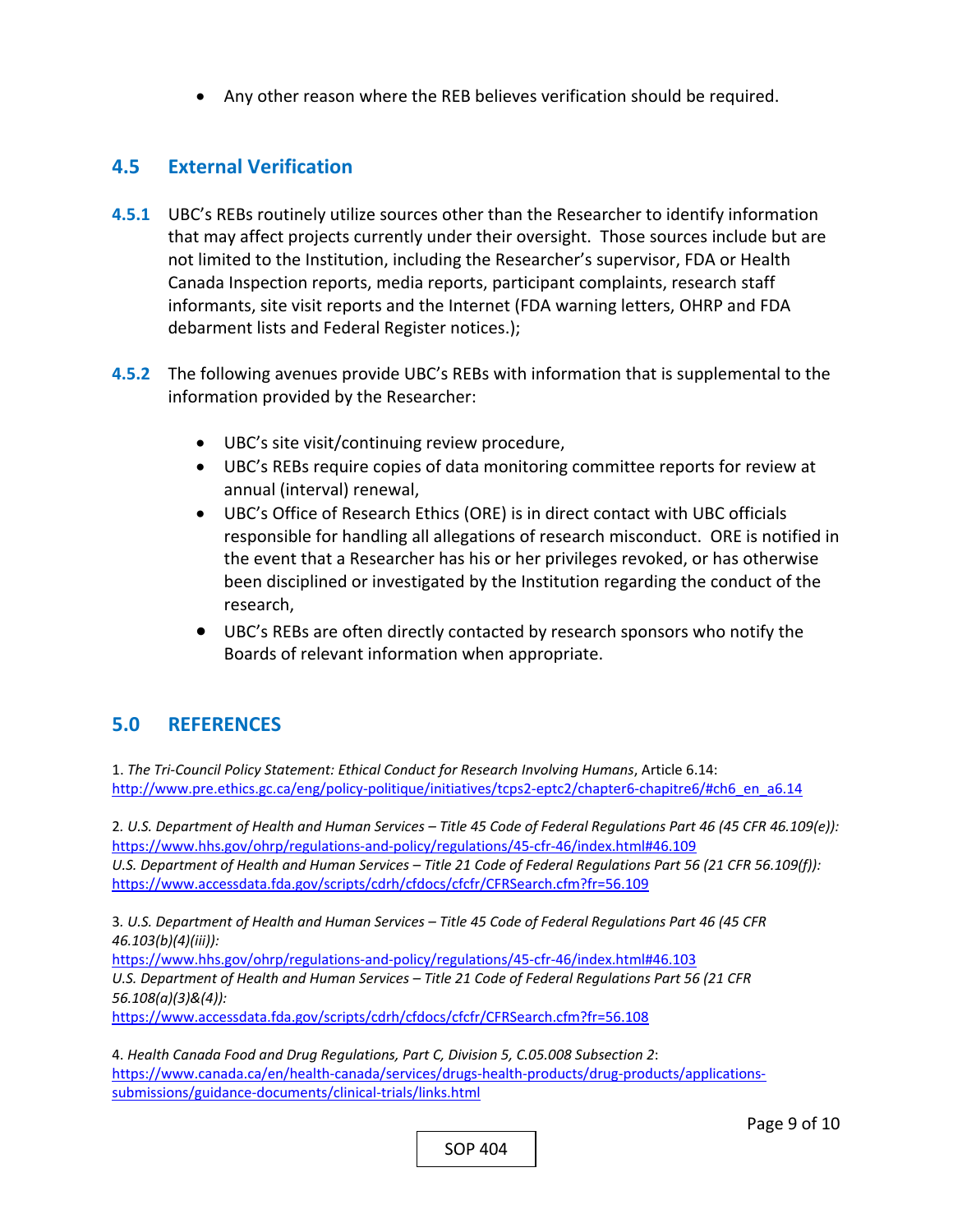- Any other reason where the REB believes verification should be required.

## 4.5 External Verification

**4.5.1** UBC's REBs routinely utilize sources other than the Researcher to identify information that may affect projects currently under their oversight. Those sources include but are not limited to the Institution, including the Researcher's supervisor, FDA or Health Canada Inspection reports, media reports, participant complaints, research staff informants, site visit reports and the Internet (FDA warning letters, OHRP and FDA debarment lists and Federal Register notices.);

**4.5.2** The following avenues provide UBC's REBs with information that is supplemental to the information provided by the Researcher:

- UBC's site visit/continuing review procedure,
- UBC's REBs require copies of data monitoring committee reports for review at annual (interval) renewal,
- UBC's Office of Research Ethics (ORE) is in direct contact with UBC officials responsible for handling all allegations of research misconduct. ORE is notified in the event that a Researcher has his or her privileges revoked, or has otherwise been disciplined or investigated by the Institution regarding the conduct of the research,
- UBC's REBs are often directly contacted by research sponsors who notify the Boards of relevant information when appropriate.

## 5.0 REFERENCES

1. *The Tri-Council Policy Statement: Ethical Conduct for Research Involving Humans*, Article 6.14: http://www.pre.ethics.gc.ca/eng/policy-politique/initiatives/tcps2-eptc2/chapter6-chapitre6/#ch6_en_a6.14

2. *U.S. Department of Health and Human Services – Title 45 Code of Federal Regulations Part 46 (45 CFR 46.109(e)):* https://www.hhs.gov/ohrp/regulations-and-policy/regulations/45-cfr-46/index.html#46.109
*U.S. Department of Health and Human Services – Title 21 Code of Federal Regulations Part 56 (21 CFR 56.109(f)):* https://www.accessdata.fda.gov/scripts/cdrh/cfdocs/cfcfr/CFRSearch.cfm?fr=56.109

3. *U.S. Department of Health and Human Services – Title 45 Code of Federal Regulations Part 46 (45 CFR 46.103(b)(4)(iii)):* https://www.hhs.gov/ohrp/regulations-and-policy/regulations/45-cfr-46/index.html#46.103
*U.S. Department of Health and Human Services – Title 21 Code of Federal Regulations Part 56 (21 CFR 56.108(a)(3)&(4)):* https://www.accessdata.fda.gov/scripts/cdrh/cfdocs/cfcfr/CFRSearch.cfm?fr=56.108

4. *Health Canada Food and Drug Regulations, Part C, Division 5, C.05.008 Subsection 2*: https://www.canada.ca/en/health-canada/services/drugs-health-products/drug-products/applications-submissions/guidance-documents/clinical-trials/links.html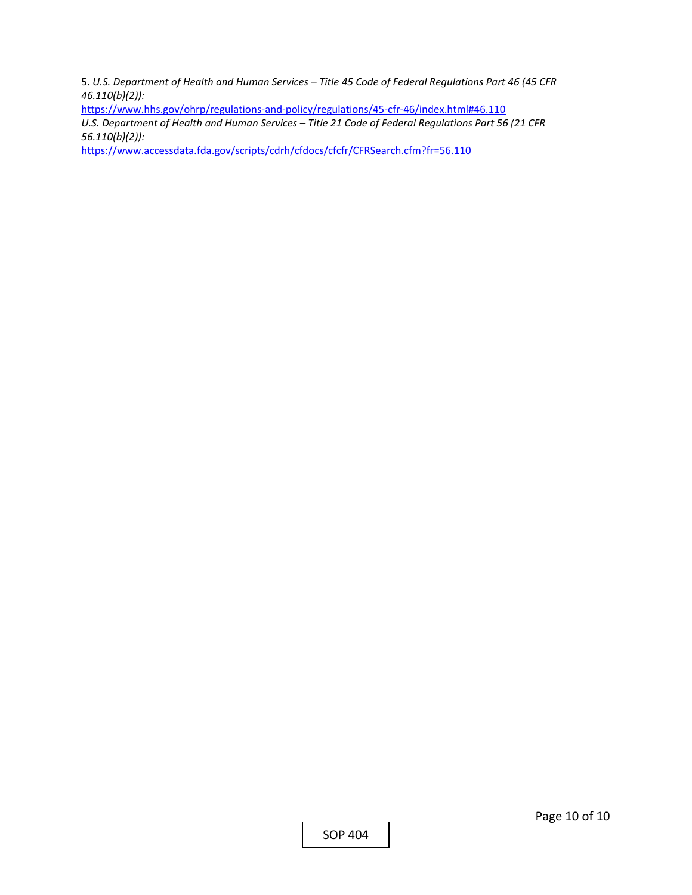5. *U.S. Department of Health and Human Services – Title 45 Code of Federal Regulations Part 46 (45 CFR 46.110(b)(2)):*
https://www.hhs.gov/ohrp/regulations-and-policy/regulations/45-cfr-46/index.html#46.110
*U.S. Department of Health and Human Services – Title 21 Code of Federal Regulations Part 56 (21 CFR 56.110(b)(2)):*
https://www.accessdata.fda.gov/scripts/cdrh/cfdocs/cfcfr/CFRSearch.cfm?fr=56.110